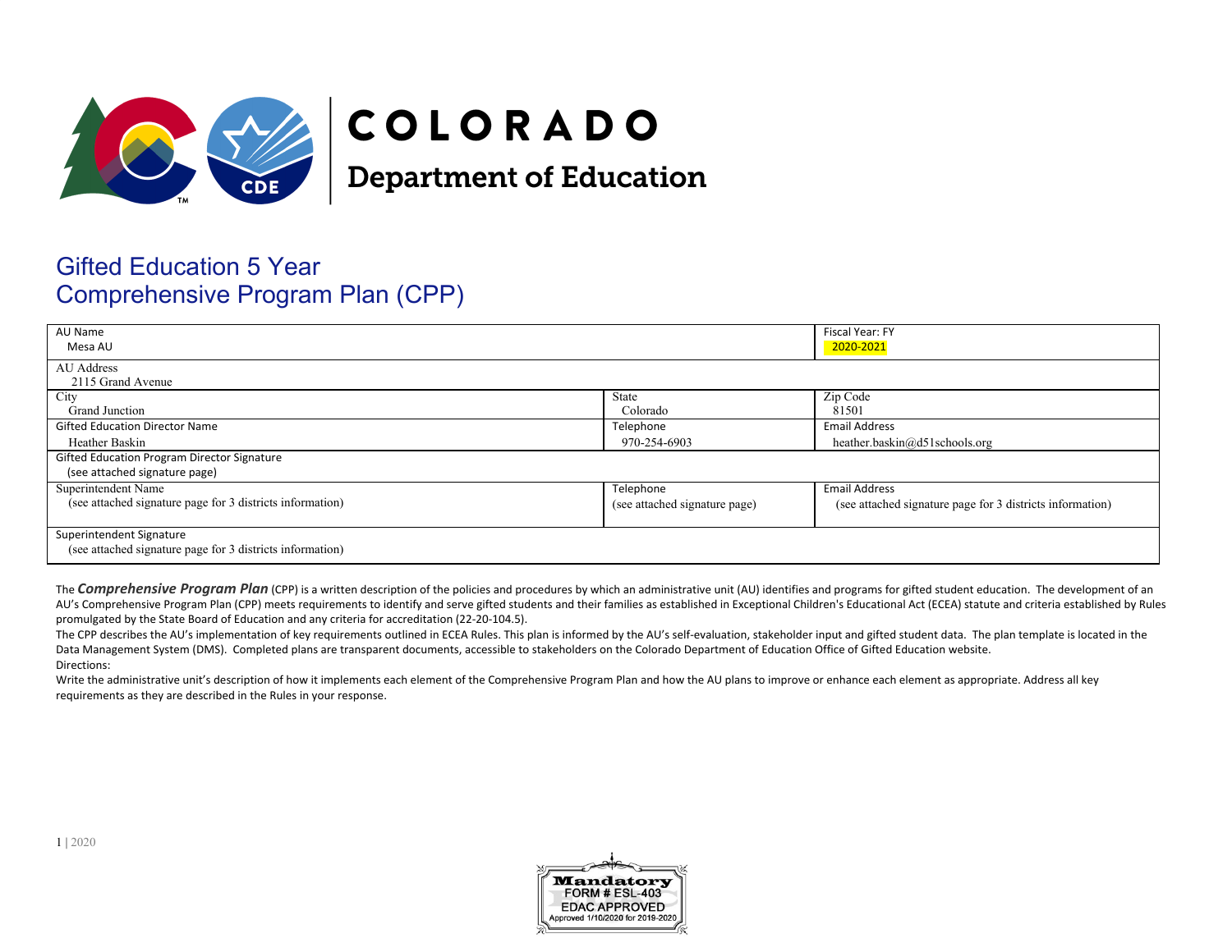# COLORADO
## Department of Education

# Gifted Education 5 Year Comprehensive Program Plan (CPP)

| AU Name<br>Mesa AU | | Fiscal Year: FY<br>2020-2021 |
|---|---|---|
| AU Address<br>2115 Grand Avenue | | |
| City<br>Grand Junction | State<br>Colorado | Zip Code<br>81501 |
| Gifted Education Director Name<br>Heather Baskin | Telephone<br>970-254-6903 | Email Address<br>heather.baskin@d51schools.org |
| Gifted Education Program Director Signature<br>(see attached signature page) | | |
| Superintendent Name<br>(see attached signature page for 3 districts information) | Telephone<br>(see attached signature page) | Email Address<br>(see attached signature page for 3 districts information) |
| Superintendent Signature<br>(see attached signature page for 3 districts information) | | |

The ***Comprehensive Program Plan*** (CPP) is a written description of the policies and procedures by which an administrative unit (AU) identifies and programs for gifted student education. The development of an AU's Comprehensive Program Plan (CPP) meets requirements to identify and serve gifted students and their families as established in Exceptional Children's Educational Act (ECEA) statute and criteria established by Rules promulgated by the State Board of Education and any criteria for accreditation (22-20-104.5).

The CPP describes the AU's implementation of key requirements outlined in ECEA Rules. This plan is informed by the AU's self-evaluation, stakeholder input and gifted student data. The plan template is located in the Data Management System (DMS). Completed plans are transparent documents, accessible to stakeholders on the Colorado Department of Education Office of Gifted Education website.

Directions:

Write the administrative unit's description of how it implements each element of the Comprehensive Program Plan and how the AU plans to improve or enhance each element as appropriate. Address all key requirements as they are described in the Rules in your response.

Mandatory FORM # ESL-403 EDAC APPROVED Approved 1/10/2020 for 2019-2020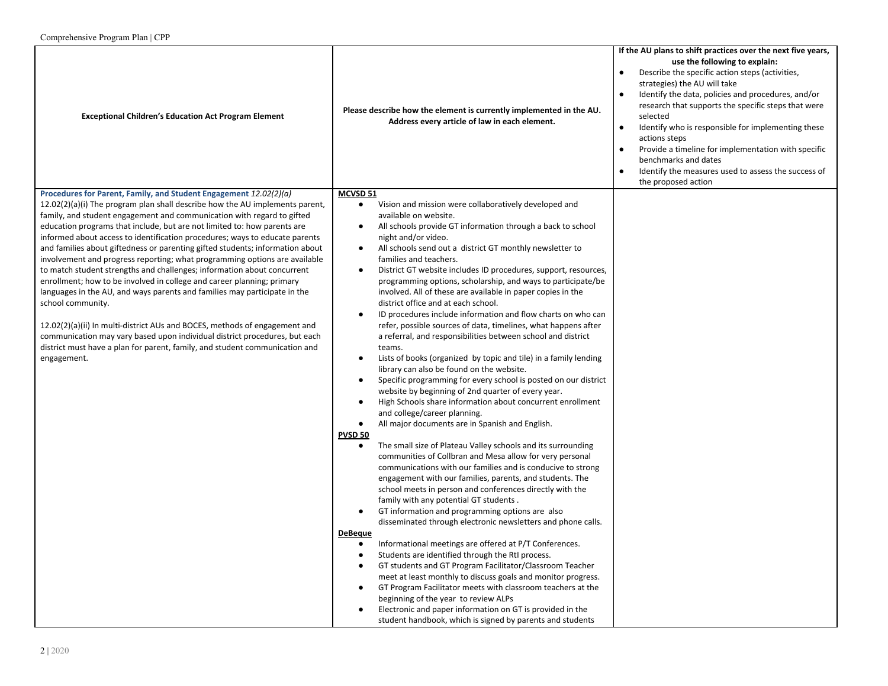| Exceptional Children's Education Act Program Element | Please describe how the element is currently implemented in the AU. Address every article of law in each element. | If the AU plans to shift practices over the next five years, use the following to explain:<br>• Describe the specific action steps (activities, strategies) the AU will take<br>• Identify the data, policies and procedures, and/or research that supports the specific steps that were selected<br>• Identify who is responsible for implementing these actions steps<br>• Provide a timeline for implementation with specific benchmarks and dates<br>• Identify the measures used to assess the success of the proposed action |
|---|---|---|
| **Procedures for Parent, Family, and Student Engagement** *12.02(2)(a)*<br>12.02(2)(a)(i) The program plan shall describe how the AU implements parent, family, and student engagement and communication with regard to gifted education programs that include, but are not limited to: how parents are informed about access to identification procedures; ways to educate parents and families about giftedness or parenting gifted students; information about involvement and progress reporting; what programming options are available to match student strengths and challenges; information about concurrent enrollment; how to be involved in college and career planning; primary languages in the AU, and ways parents and families may participate in the school community.<br><br>12.02(2)(a)(ii) In multi-district AUs and BOCES, methods of engagement and communication may vary based upon individual district procedures, but each district must have a plan for parent, family, and student communication and engagement. | **MCVSD 51**<br>• Vision and mission were collaboratively developed and available on website.<br>• All schools provide GT information through a back to school night and/or video.<br>• All schools send out a district GT monthly newsletter to families and teachers.<br>• District GT website includes ID procedures, support, resources, programming options, scholarship, and ways to participate/be involved. All of these are available in paper copies in the district office and at each school.<br>• ID procedures include information and flow charts on who can refer, possible sources of data, timelines, what happens after a referral, and responsibilities between school and district teams.<br>• Lists of books (organized by topic and tile) in a family lending library can also be found on the website.<br>• Specific programming for every school is posted on our district website by beginning of 2nd quarter of every year.<br>• High Schools share information about concurrent enrollment and college/career planning.<br>• All major documents are in Spanish and English.<br>**PVSD 50**<br>• The small size of Plateau Valley schools and its surrounding communities of Collbran and Mesa allow for very personal communications with our families and is conducive to strong engagement with our families, parents, and students. The school meets in person and conferences directly with the family with any potential GT students .<br>• GT information and programming options are also disseminated through electronic newsletters and phone calls.<br>**DeBeque**<br>• Informational meetings are offered at P/T Conferences.<br>• Students are identified through the RtI process.<br>• GT students and GT Program Facilitator/Classroom Teacher meet at least monthly to discuss goals and monitor progress.<br>• GT Program Facilitator meets with classroom teachers at the beginning of the year to review ALPs<br>• Electronic and paper information on GT is provided in the student handbook, which is signed by parents and students | |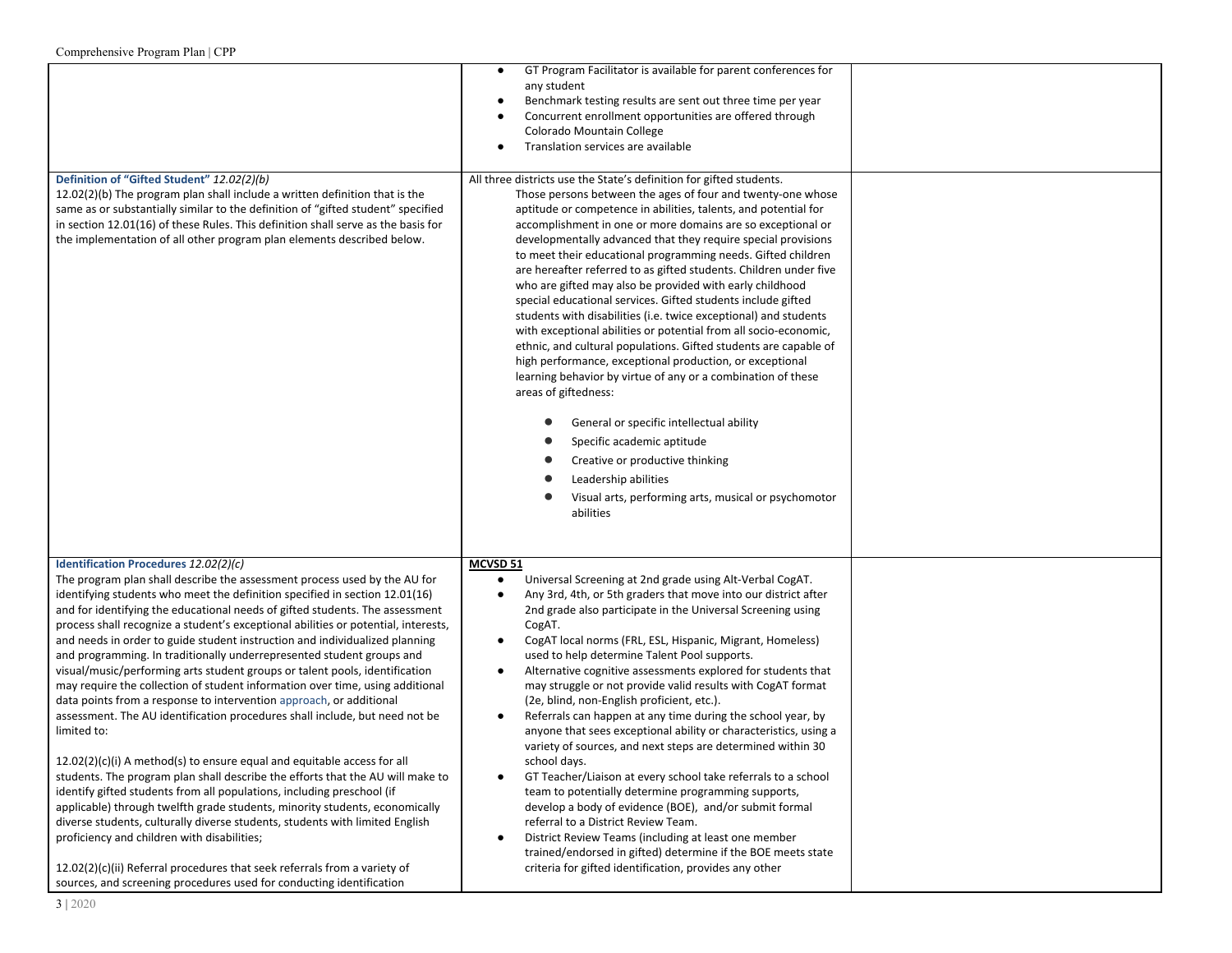| | | |
|---|---|---|
| | • GT Program Facilitator is available for parent conferences for any student<br>• Benchmark testing results are sent out three time per year<br>• Concurrent enrollment opportunities are offered through Colorado Mountain College<br>• Translation services are available | |
| **Definition of "Gifted Student"** *12.02(2)(b)*<br>12.02(2)(b) The program plan shall include a written definition that is the same as or substantially similar to the definition of "gifted student" specified in section 12.01(16) of these Rules. This definition shall serve as the basis for the implementation of all other program plan elements described below. | All three districts use the State's definition for gifted students.<br>Those persons between the ages of four and twenty-one whose aptitude or competence in abilities, talents, and potential for accomplishment in one or more domains are so exceptional or developmentally advanced that they require special provisions to meet their educational programming needs. Gifted children are hereafter referred to as gifted students. Children under five who are gifted may also be provided with early childhood special educational services. Gifted students include gifted students with disabilities (i.e. twice exceptional) and students with exceptional abilities or potential from all socio-economic, ethnic, and cultural populations. Gifted students are capable of high performance, exceptional production, or exceptional learning behavior by virtue of any or a combination of these areas of giftedness:<br>• General or specific intellectual ability<br>• Specific academic aptitude<br>• Creative or productive thinking<br>• Leadership abilities<br>• Visual arts, performing arts, musical or psychomotor abilities | |
| **Identification Procedures** *12.02(2)(c)*<br>The program plan shall describe the assessment process used by the AU for identifying students who meet the definition specified in section 12.01(16) and for identifying the educational needs of gifted students. The assessment process shall recognize a student's exceptional abilities or potential, interests, and needs in order to guide student instruction and individualized planning and programming. In traditionally underrepresented student groups and visual/music/performing arts student groups or talent pools, identification may require the collection of student information over time, using additional data points from a response to intervention approach, or additional assessment. The AU identification procedures shall include, but need not be limited to:<br><br>12.02(2)(c)(i) A method(s) to ensure equal and equitable access for all students. The program plan shall describe the efforts that the AU will make to identify gifted students from all populations, including preschool (if applicable) through twelfth grade students, minority students, economically diverse students, culturally diverse students, students with limited English proficiency and children with disabilities;<br><br>12.02(2)(c)(ii) Referral procedures that seek referrals from a variety of sources, and screening procedures used for conducting identification | **<u>MCVSD 51</u>**<br>• Universal Screening at 2nd grade using Alt-Verbal CogAT.<br>• Any 3rd, 4th, or 5th graders that move into our district after 2nd grade also participate in the Universal Screening using CogAT.<br>• CogAT local norms (FRL, ESL, Hispanic, Migrant, Homeless) used to help determine Talent Pool supports.<br>• Alternative cognitive assessments explored for students that may struggle or not provide valid results with CogAT format (2e, blind, non-English proficient, etc.).<br>• Referrals can happen at any time during the school year, by anyone that sees exceptional ability or characteristics, using a variety of sources, and next steps are determined within 30 school days.<br>• GT Teacher/Liaison at every school take referrals to a school team to potentially determine programming supports, develop a body of evidence (BOE), and/or submit formal referral to a District Review Team.<br>• District Review Teams (including at least one member trained/endorsed in gifted) determine if the BOE meets state criteria for gifted identification, provides any other | |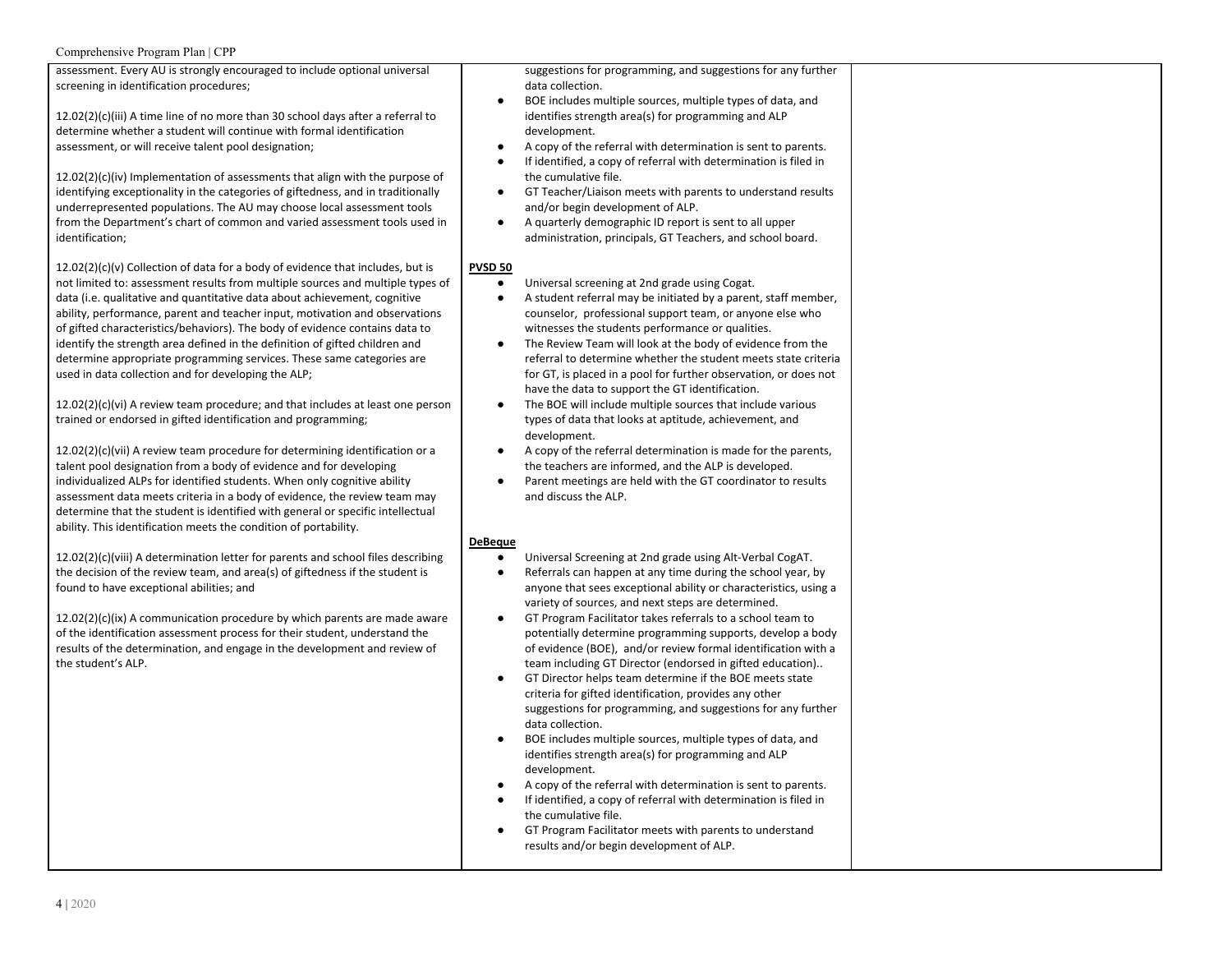| | | |
|---|---|---|
| assessment. Every AU is strongly encouraged to include optional universal screening in identification procedures;<br><br>12.02(2)(c)(iii) A time line of no more than 30 school days after a referral to determine whether a student will continue with formal identification assessment, or will receive talent pool designation;<br><br>12.02(2)(c)(iv) Implementation of assessments that align with the purpose of identifying exceptionality in the categories of giftedness, and in traditionally underrepresented populations. The AU may choose local assessment tools from the Department's chart of common and varied assessment tools used in identification;<br><br>12.02(2)(c)(v) Collection of data for a body of evidence that includes, but is not limited to: assessment results from multiple sources and multiple types of data (i.e. qualitative and quantitative data about achievement, cognitive ability, performance, parent and teacher input, motivation and observations of gifted characteristics/behaviors). The body of evidence contains data to identify the strength area defined in the definition of gifted children and determine appropriate programming services. These same categories are used in data collection and for developing the ALP;<br><br>12.02(2)(c)(vi) A review team procedure; and that includes at least one person trained or endorsed in gifted identification and programming;<br><br>12.02(2)(c)(vii) A review team procedure for determining identification or a talent pool designation from a body of evidence and for developing individualized ALPs for identified students. When only cognitive ability assessment data meets criteria in a body of evidence, the review team may determine that the student is identified with general or specific intellectual ability. This identification meets the condition of portability.<br><br>12.02(2)(c)(viii) A determination letter for parents and school files describing the decision of the review team, and area(s) of giftedness if the student is found to have exceptional abilities; and<br><br>12.02(2)(c)(ix) A communication procedure by which parents are made aware of the identification assessment process for their student, understand the results of the determination, and engage in the development and review of the student's ALP. | suggestions for programming, and suggestions for any further data collection.<br>• BOE includes multiple sources, multiple types of data, and identifies strength area(s) for programming and ALP development.<br>• A copy of the referral with determination is sent to parents.<br>• If identified, a copy of referral with determination is filed in the cumulative file.<br>• GT Teacher/Liaison meets with parents to understand results and/or begin development of ALP.<br>• A quarterly demographic ID report is sent to all upper administration, principals, GT Teachers, and school board.<br><br>**PVSD 50**<br>• Universal screening at 2nd grade using Cogat.<br>• A student referral may be initiated by a parent, staff member, counselor, professional support team, or anyone else who witnesses the students performance or qualities.<br>• The Review Team will look at the body of evidence from the referral to determine whether the student meets state criteria for GT, is placed in a pool for further observation, or does not have the data to support the GT identification.<br>• The BOE will include multiple sources that include various types of data that looks at aptitude, achievement, and development.<br>• A copy of the referral determination is made for the parents, the teachers are informed, and the ALP is developed.<br>• Parent meetings are held with the GT coordinator to results and discuss the ALP.<br><br>**DeBeque**<br>• Universal Screening at 2nd grade using Alt-Verbal CogAT.<br>• Referrals can happen at any time during the school year, by anyone that sees exceptional ability or characteristics, using a variety of sources, and next steps are determined.<br>• GT Program Facilitator takes referrals to a school team to potentially determine programming supports, develop a body of evidence (BOE), and/or review formal identification with a team including GT Director (endorsed in gifted education)..<br>• GT Director helps team determine if the BOE meets state criteria for gifted identification, provides any other suggestions for programming, and suggestions for any further data collection.<br>• BOE includes multiple sources, multiple types of data, and identifies strength area(s) for programming and ALP development.<br>• A copy of the referral with determination is sent to parents.<br>• If identified, a copy of referral with determination is filed in the cumulative file.<br>• GT Program Facilitator meets with parents to understand results and/or begin development of ALP. | |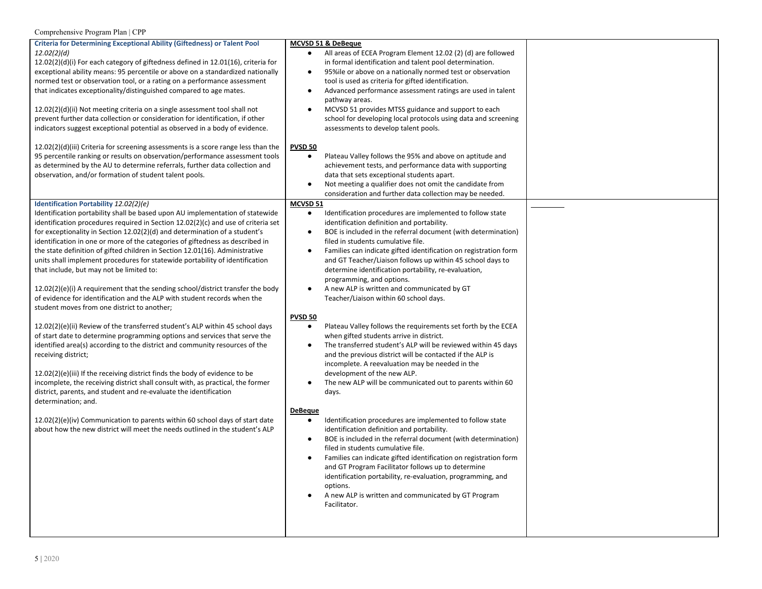| | | |
|---|---|---|
| **Criteria for Determining Exceptional Ability (Giftedness) or Talent Pool** *12.02(2)(d)*<br>12.02(2)(d)(i) For each category of giftedness defined in 12.01(16), criteria for exceptional ability means: 95 percentile or above on a standardized nationally normed test or observation tool, or a rating on a performance assessment that indicates exceptionality/distinguished compared to age mates.<br><br>12.02(2)(d)(ii) Not meeting criteria on a single assessment tool shall not prevent further data collection or consideration for identification, if other indicators suggest exceptional potential as observed in a body of evidence.<br><br>12.02(2)(d)(iii) Criteria for screening assessments is a score range less than the 95 percentile ranking or results on observation/performance assessment tools as determined by the AU to determine referrals, further data collection and observation, and/or formation of student talent pools. | **MCVSD 51 & DeBeque**<br>● All areas of ECEA Program Element 12.02 (2) (d) are followed in formal identification and talent pool determination.<br>● 95%ile or above on a nationally normed test or observation tool is used as criteria for gifted identification.<br>● Advanced performance assessment ratings are used in talent pathway areas.<br>● MCVSD 51 provides MTSS guidance and support to each school for developing local protocols using data and screening assessments to develop talent pools.<br><br>**PVSD 50**<br>● Plateau Valley follows the 95% and above on aptitude and achievement tests, and performance data with supporting data that sets exceptional students apart.<br>● Not meeting a qualifier does not omit the candidate from consideration and further data collection may be needed. | |
| **Identification Portability** *12.02(2)(e)*<br>Identification portability shall be based upon AU implementation of statewide identification procedures required in Section 12.02(2)(c) and use of criteria set for exceptionality in Section 12.02(2)(d) and determination of a student's identification in one or more of the categories of giftedness as described in the state definition of gifted children in Section 12.01(16). Administrative units shall implement procedures for statewide portability of identification that include, but may not be limited to:<br><br>12.02(2)(e)(i) A requirement that the sending school/district transfer the body of evidence for identification and the ALP with student records when the student moves from one district to another;<br><br>12.02(2)(e)(ii) Review of the transferred student's ALP within 45 school days of start date to determine programming options and services that serve the identified area(s) according to the district and community resources of the receiving district;<br><br>12.02(2)(e)(iii) If the receiving district finds the body of evidence to be incomplete, the receiving district shall consult with, as practical, the former district, parents, and student and re-evaluate the identification determination; and.<br><br>12.02(2)(e)(iv) Communication to parents within 60 school days of start date about how the new district will meet the needs outlined in the student's ALP | **MCVSD 51**<br>● Identification procedures are implemented to follow state identification definition and portability.<br>● BOE is included in the referral document (with determination) filed in students cumulative file.<br>● Families can indicate gifted identification on registration form and GT Teacher/Liaison follows up within 45 school days to determine identification portability, re-evaluation, programming, and options.<br>● A new ALP is written and communicated by GT Teacher/Liaison within 60 school days.<br><br>**PVSD 50**<br>● Plateau Valley follows the requirements set forth by the ECEA when gifted students arrive in district.<br>● The transferred student's ALP will be reviewed within 45 days and the previous district will be contacted if the ALP is incomplete. A reevaluation may be needed in the development of the new ALP.<br>● The new ALP will be communicated out to parents within 60 days.<br><br>**DeBeque**<br>● Identification procedures are implemented to follow state identification definition and portability.<br>● BOE is included in the referral document (with determination) filed in students cumulative file.<br>● Families can indicate gifted identification on registration form and GT Program Facilitator follows up to determine identification portability, re-evaluation, programming, and options.<br>● A new ALP is written and communicated by GT Program Facilitator. | |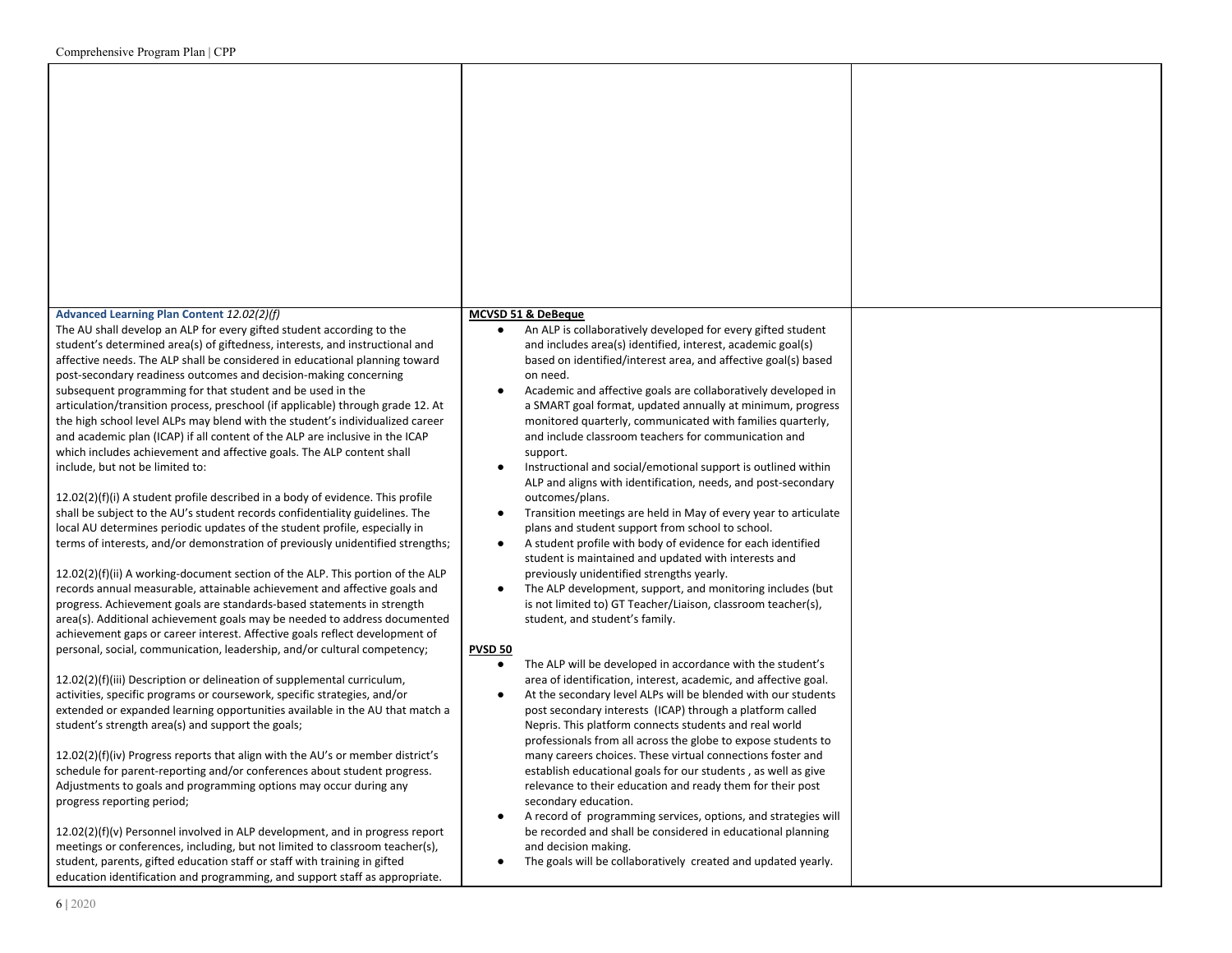| | | |
|---|---|---|
| | | |
| **Advanced Learning Plan Content** *12.02(2)(f)*<br>The AU shall develop an ALP for every gifted student according to the student's determined area(s) of giftedness, interests, and instructional and affective needs. The ALP shall be considered in educational planning toward post-secondary readiness outcomes and decision-making concerning subsequent programming for that student and be used in the articulation/transition process, preschool (if applicable) through grade 12. At the high school level ALPs may blend with the student's individualized career and academic plan (ICAP) if all content of the ALP are inclusive in the ICAP which includes achievement and affective goals. The ALP content shall include, but not be limited to:<br><br>12.02(2)(f)(i) A student profile described in a body of evidence. This profile shall be subject to the AU's student records confidentiality guidelines. The local AU determines periodic updates of the student profile, especially in terms of interests, and/or demonstration of previously unidentified strengths;<br><br>12.02(2)(f)(ii) A working-document section of the ALP. This portion of the ALP records annual measurable, attainable achievement and affective goals and progress. Achievement goals are standards-based statements in strength area(s). Additional achievement goals may be needed to address documented achievement gaps or career interest. Affective goals reflect development of personal, social, communication, leadership, and/or cultural competency;<br><br>12.02(2)(f)(iii) Description or delineation of supplemental curriculum, activities, specific programs or coursework, specific strategies, and/or extended or expanded learning opportunities available in the AU that match a student's strength area(s) and support the goals;<br><br>12.02(2)(f)(iv) Progress reports that align with the AU's or member district's schedule for parent-reporting and/or conferences about student progress. Adjustments to goals and programming options may occur during any progress reporting period;<br><br>12.02(2)(f)(v) Personnel involved in ALP development, and in progress report meetings or conferences, including, but not limited to classroom teacher(s), student, parents, gifted education staff or staff with training in gifted education identification and programming, and support staff as appropriate. | **MCVSD 51 & DeBeque**<br>● An ALP is collaboratively developed for every gifted student and includes area(s) identified, interest, academic goal(s) based on identified/interest area, and affective goal(s) based on need.<br>● Academic and affective goals are collaboratively developed in a SMART goal format, updated annually at minimum, progress monitored quarterly, communicated with families quarterly, and include classroom teachers for communication and support.<br>● Instructional and social/emotional support is outlined within ALP and aligns with identification, needs, and post-secondary outcomes/plans.<br>● Transition meetings are held in May of every year to articulate plans and student support from school to school.<br>● A student profile with body of evidence for each identified student is maintained and updated with interests and previously unidentified strengths yearly.<br>● The ALP development, support, and monitoring includes (but is not limited to) GT Teacher/Liaison, classroom teacher(s), student, and student's family.<br><br>**PVSD 50**<br>● The ALP will be developed in accordance with the student's area of identification, interest, academic, and affective goal.<br>● At the secondary level ALPs will be blended with our students post secondary interests (ICAP) through a platform called Nepris. This platform connects students and real world professionals from all across the globe to expose students to many careers choices. These virtual connections foster and establish educational goals for our students , as well as give relevance to their education and ready them for their post secondary education.<br>● A record of programming services, options, and strategies will be recorded and shall be considered in educational planning and decision making.<br>● The goals will be collaboratively created and updated yearly. | |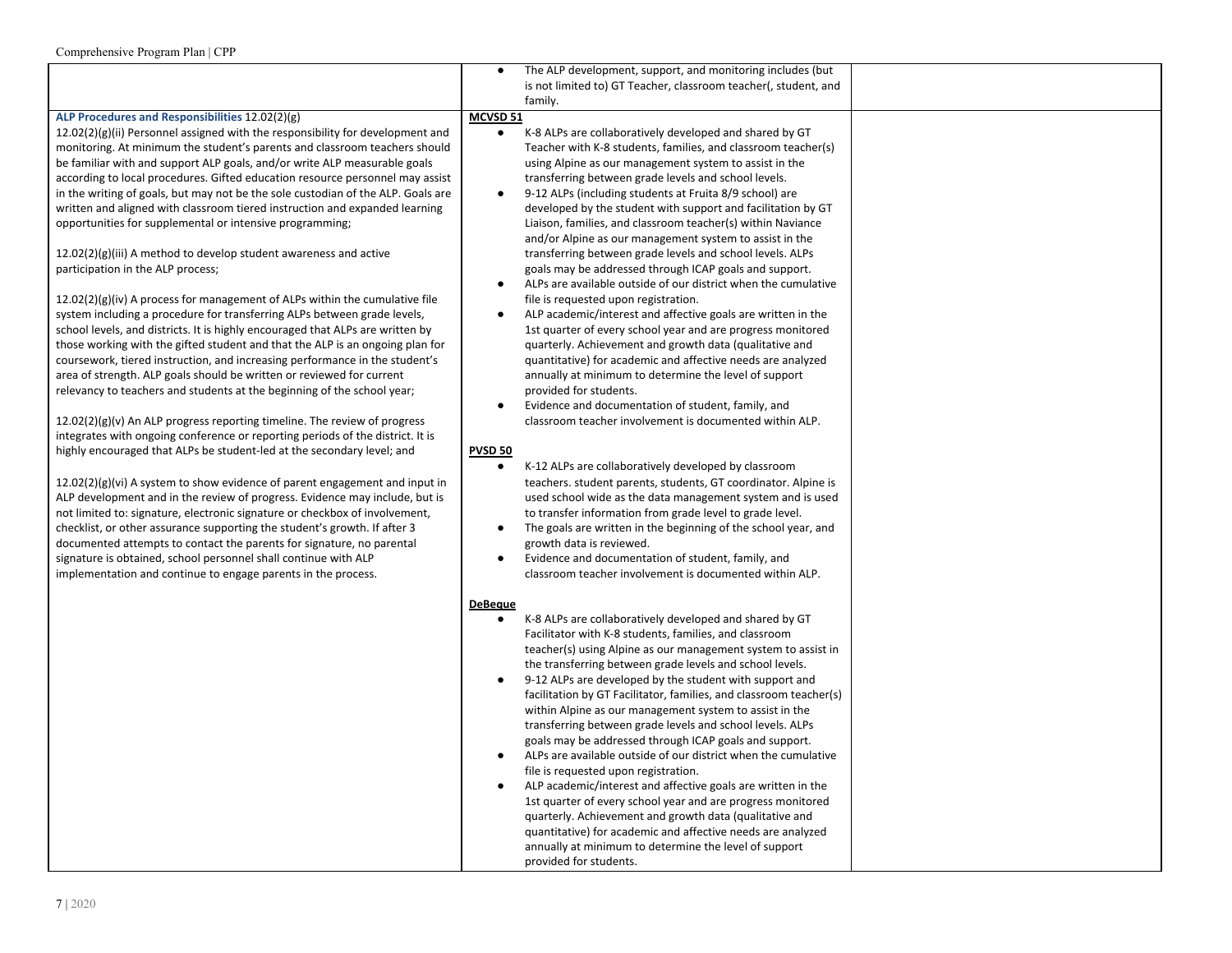| | | |
|---|---|---|
| | • The ALP development, support, and monitoring includes (but is not limited to) GT Teacher, classroom teacher(, student, and family. | |
| **ALP Procedures and Responsibilities** 12.02(2)(g)<br><br>12.02(2)(g)(ii) Personnel assigned with the responsibility for development and monitoring. At minimum the student's parents and classroom teachers should be familiar with and support ALP goals, and/or write ALP measurable goals according to local procedures. Gifted education resource personnel may assist in the writing of goals, but may not be the sole custodian of the ALP. Goals are written and aligned with classroom tiered instruction and expanded learning opportunities for supplemental or intensive programming;<br><br>12.02(2)(g)(iii) A method to develop student awareness and active participation in the ALP process;<br><br>12.02(2)(g)(iv) A process for management of ALPs within the cumulative file system including a procedure for transferring ALPs between grade levels, school levels, and districts. It is highly encouraged that ALPs are written by those working with the gifted student and that the ALP is an ongoing plan for coursework, tiered instruction, and increasing performance in the student's area of strength. ALP goals should be written or reviewed for current relevancy to teachers and students at the beginning of the school year;<br><br>12.02(2)(g)(v) An ALP progress reporting timeline. The review of progress integrates with ongoing conference or reporting periods of the district. It is highly encouraged that ALPs be student-led at the secondary level; and<br><br>12.02(2)(g)(vi) A system to show evidence of parent engagement and input in ALP development and in the review of progress. Evidence may include, but is not limited to: signature, electronic signature or checkbox of involvement, checklist, or other assurance supporting the student's growth. If after 3 documented attempts to contact the parents for signature, no parental signature is obtained, school personnel shall continue with ALP implementation and continue to engage parents in the process. | **MCVSD 51**<br>• K-8 ALPs are collaboratively developed and shared by GT Teacher with K-8 students, families, and classroom teacher(s) using Alpine as our management system to assist in the transferring between grade levels and school levels.<br>• 9-12 ALPs (including students at Fruita 8/9 school) are developed by the student with support and facilitation by GT Liaison, families, and classroom teacher(s) within Naviance and/or Alpine as our management system to assist in the transferring between grade levels and school levels. ALPs goals may be addressed through ICAP goals and support.<br>• ALPs are available outside of our district when the cumulative file is requested upon registration.<br>• ALP academic/interest and affective goals are written in the 1st quarter of every school year and are progress monitored quarterly. Achievement and growth data (qualitative and quantitative) for academic and affective needs are analyzed annually at minimum to determine the level of support provided for students.<br>• Evidence and documentation of student, family, and classroom teacher involvement is documented within ALP.<br><br>**PVSD 50**<br>• K-12 ALPs are collaboratively developed by classroom teachers. student parents, students, GT coordinator. Alpine is used school wide as the data management system and is used to transfer information from grade level to grade level.<br>• The goals are written in the beginning of the school year, and growth data is reviewed.<br>• Evidence and documentation of student, family, and classroom teacher involvement is documented within ALP.<br><br>**DeBeque**<br>• K-8 ALPs are collaboratively developed and shared by GT Facilitator with K-8 students, families, and classroom teacher(s) using Alpine as our management system to assist in the transferring between grade levels and school levels.<br>• 9-12 ALPs are developed by the student with support and facilitation by GT Facilitator, families, and classroom teacher(s) within Alpine as our management system to assist in the transferring between grade levels and school levels. ALPs goals may be addressed through ICAP goals and support.<br>• ALPs are available outside of our district when the cumulative file is requested upon registration.<br>• ALP academic/interest and affective goals are written in the 1st quarter of every school year and are progress monitored quarterly. Achievement and growth data (qualitative and quantitative) for academic and affective needs are analyzed annually at minimum to determine the level of support provided for students. | |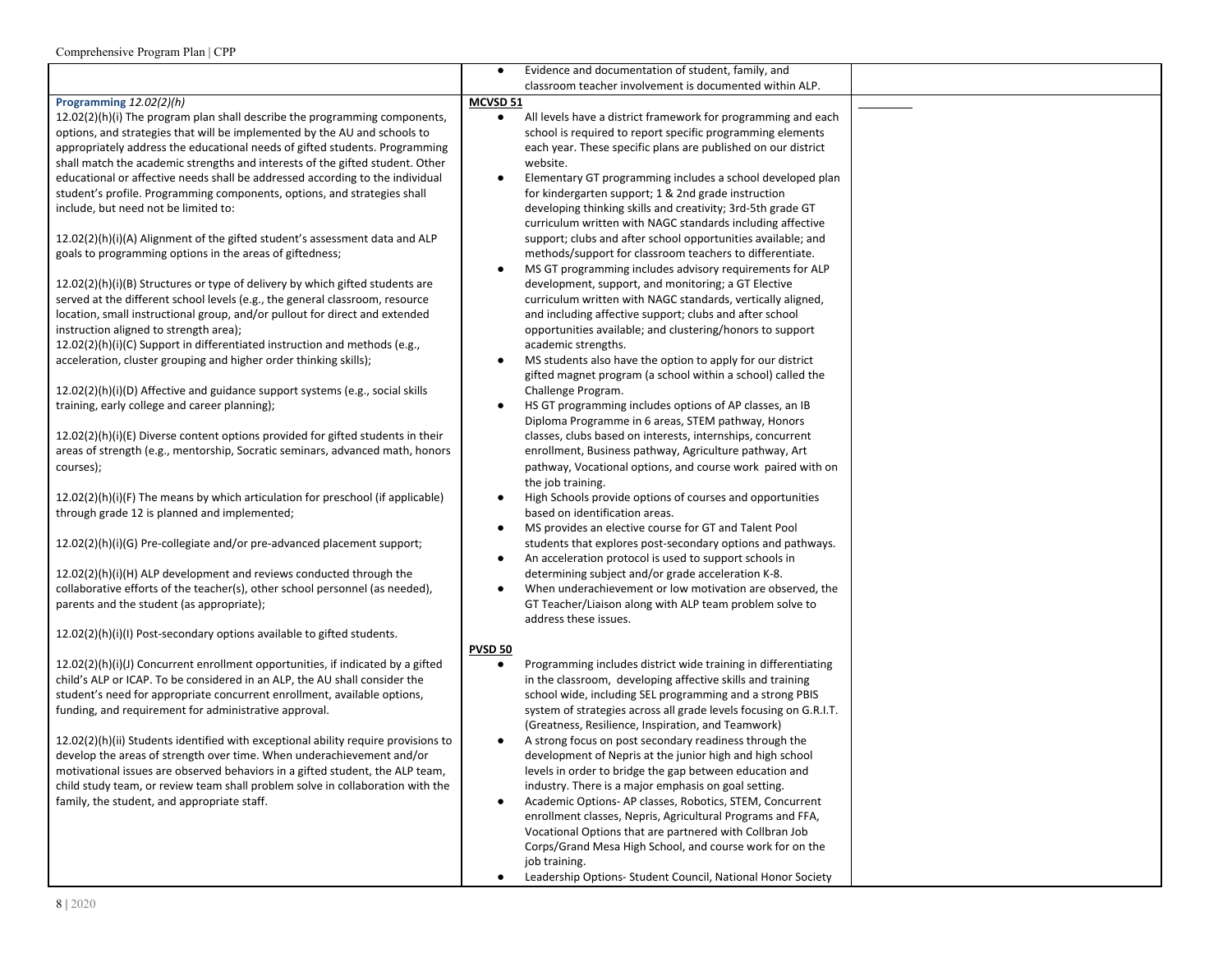| | | |
|---|---|---|
| | ● Evidence and documentation of student, family, and classroom teacher involvement is documented within ALP. | |
| **Programming** *12.02(2)(h)*<br>12.02(2)(h)(i) The program plan shall describe the programming components, options, and strategies that will be implemented by the AU and schools to appropriately address the educational needs of gifted students. Programming shall match the academic strengths and interests of the gifted student. Other educational or affective needs shall be addressed according to the individual student's profile. Programming components, options, and strategies shall include, but need not be limited to:<br><br>12.02(2)(h)(i)(A) Alignment of the gifted student's assessment data and ALP goals to programming options in the areas of giftedness;<br><br>12.02(2)(h)(i)(B) Structures or type of delivery by which gifted students are served at the different school levels (e.g., the general classroom, resource location, small instructional group, and/or pullout for direct and extended instruction aligned to strength area);<br>12.02(2)(h)(i)(C) Support in differentiated instruction and methods (e.g., acceleration, cluster grouping and higher order thinking skills);<br><br>12.02(2)(h)(i)(D) Affective and guidance support systems (e.g., social skills training, early college and career planning);<br><br>12.02(2)(h)(i)(E) Diverse content options provided for gifted students in their areas of strength (e.g., mentorship, Socratic seminars, advanced math, honors courses);<br><br>12.02(2)(h)(i)(F) The means by which articulation for preschool (if applicable) through grade 12 is planned and implemented;<br><br>12.02(2)(h)(i)(G) Pre-collegiate and/or pre-advanced placement support;<br><br>12.02(2)(h)(i)(H) ALP development and reviews conducted through the collaborative efforts of the teacher(s), other school personnel (as needed), parents and the student (as appropriate);<br><br>12.02(2)(h)(i)(I) Post-secondary options available to gifted students.<br><br>12.02(2)(h)(i)(J) Concurrent enrollment opportunities, if indicated by a gifted child's ALP or ICAP. To be considered in an ALP, the AU shall consider the student's need for appropriate concurrent enrollment, available options, funding, and requirement for administrative approval.<br><br>12.02(2)(h)(ii) Students identified with exceptional ability require provisions to develop the areas of strength over time. When underachievement and/or motivational issues are observed behaviors in a gifted student, the ALP team, child study team, or review team shall problem solve in collaboration with the family, the student, and appropriate staff. | **MCVSD 51**<br>● All levels have a district framework for programming and each school is required to report specific programming elements each year. These specific plans are published on our district website.<br>● Elementary GT programming includes a school developed plan for kindergarten support; 1 & 2nd grade instruction developing thinking skills and creativity; 3rd-5th grade GT curriculum written with NAGC standards including affective support; clubs and after school opportunities available; and methods/support for classroom teachers to differentiate.<br>● MS GT programming includes advisory requirements for ALP development, support, and monitoring; a GT Elective curriculum written with NAGC standards, vertically aligned, and including affective support; clubs and after school opportunities available; and clustering/honors to support academic strengths.<br>● MS students also have the option to apply for our district gifted magnet program (a school within a school) called the Challenge Program.<br>● HS GT programming includes options of AP classes, an IB Diploma Programme in 6 areas, STEM pathway, Honors classes, clubs based on interests, internships, concurrent enrollment, Business pathway, Agriculture pathway, Art pathway, Vocational options, and course work paired with on the job training.<br>● High Schools provide options of courses and opportunities based on identification areas.<br>● MS provides an elective course for GT and Talent Pool students that explores post-secondary options and pathways.<br>● An acceleration protocol is used to support schools in determining subject and/or grade acceleration K-8.<br>● When underachievement or low motivation are observed, the GT Teacher/Liaison along with ALP team problem solve to address these issues.<br><br>**PVSD 50**<br>● Programming includes district wide training in differentiating in the classroom, developing affective skills and training school wide, including SEL programming and a strong PBIS system of strategies across all grade levels focusing on G.R.I.T. (Greatness, Resilience, Inspiration, and Teamwork)<br>● A strong focus on post secondary readiness through the development of Nepris at the junior high and high school levels in order to bridge the gap between education and industry. There is a major emphasis on goal setting.<br>● Academic Options- AP classes, Robotics, STEM, Concurrent enrollment classes, Nepris, Agricultural Programs and FFA, Vocational Options that are partnered with Collbran Job Corps/Grand Mesa High School, and course work for on the job training.<br>● Leadership Options- Student Council, National Honor Society | |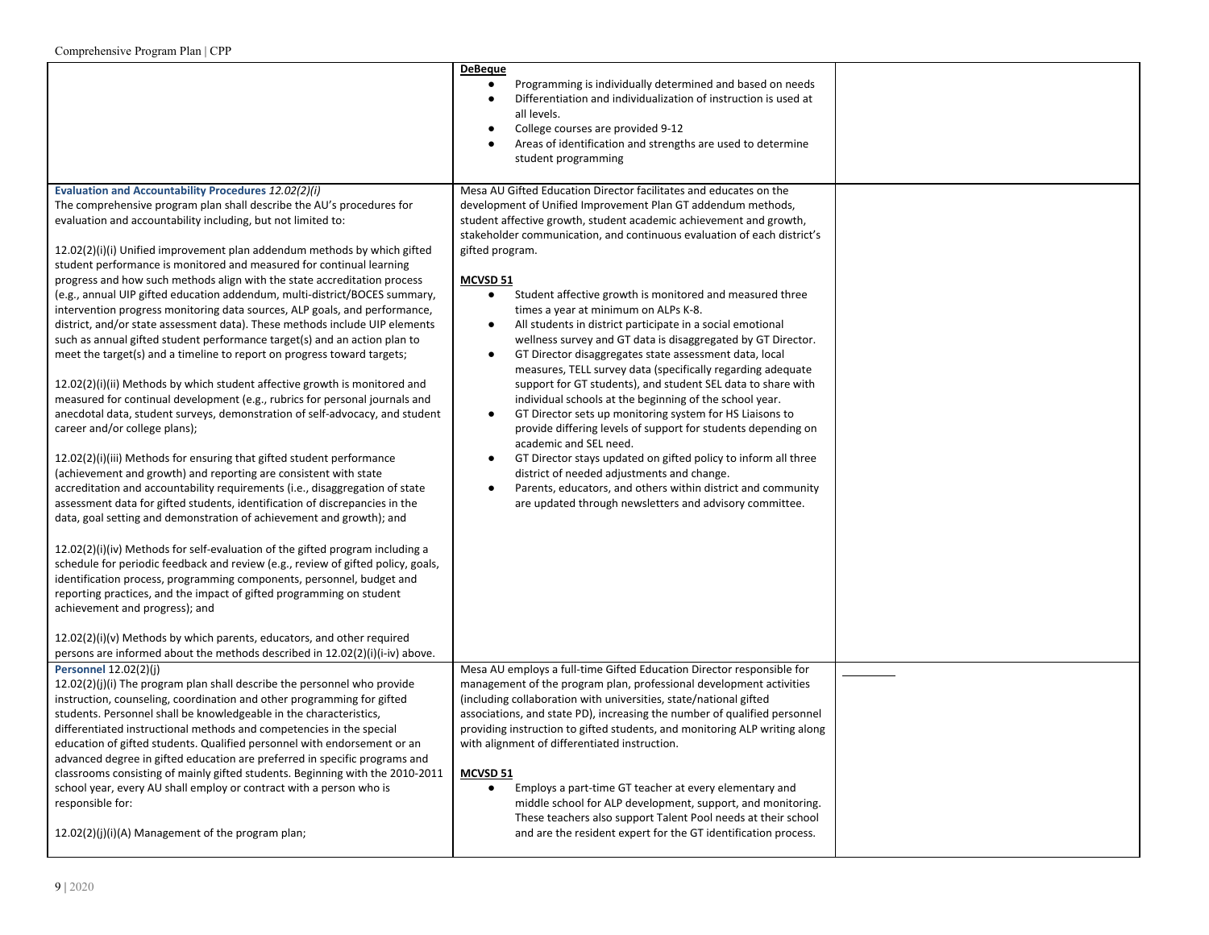| | | |
|---|---|---|
| | **DeBeque**<br>● Programming is individually determined and based on needs<br>● Differentiation and individualization of instruction is used at all levels.<br>● College courses are provided 9-12<br>● Areas of identification and strengths are used to determine student programming | |
| **Evaluation and Accountability Procedures** *12.02(2)(i)*<br>The comprehensive program plan shall describe the AU's procedures for evaluation and accountability including, but not limited to:<br><br>12.02(2)(i)(i) Unified improvement plan addendum methods by which gifted student performance is monitored and measured for continual learning progress and how such methods align with the state accreditation process (e.g., annual UIP gifted education addendum, multi-district/BOCES summary, intervention progress monitoring data sources, ALP goals, and performance, district, and/or state assessment data). These methods include UIP elements such as annual gifted student performance target(s) and an action plan to meet the target(s) and a timeline to report on progress toward targets;<br><br>12.02(2)(i)(ii) Methods by which student affective growth is monitored and measured for continual development (e.g., rubrics for personal journals and anecdotal data, student surveys, demonstration of self-advocacy, and student career and/or college plans);<br><br>12.02(2)(i)(iii) Methods for ensuring that gifted student performance (achievement and growth) and reporting are consistent with state accreditation and accountability requirements (i.e., disaggregation of state assessment data for gifted students, identification of discrepancies in the data, goal setting and demonstration of achievement and growth); and<br><br>12.02(2)(i)(iv) Methods for self-evaluation of the gifted program including a schedule for periodic feedback and review (e.g., review of gifted policy, goals, identification process, programming components, personnel, budget and reporting practices, and the impact of gifted programming on student achievement and progress); and<br><br>12.02(2)(i)(v) Methods by which parents, educators, and other required persons are informed about the methods described in 12.02(2)(i)(i-iv) above. | Mesa AU Gifted Education Director facilitates and educates on the development of Unified Improvement Plan GT addendum methods, student affective growth, student academic achievement and growth, stakeholder communication, and continuous evaluation of each district's gifted program.<br><br>**MCVSD 51**<br>● Student affective growth is monitored and measured three times a year at minimum on ALPs K-8.<br>● All students in district participate in a social emotional wellness survey and GT data is disaggregated by GT Director.<br>● GT Director disaggregates state assessment data, local measures, TELL survey data (specifically regarding adequate support for GT students), and student SEL data to share with individual schools at the beginning of the school year.<br>● GT Director sets up monitoring system for HS Liaisons to provide differing levels of support for students depending on academic and SEL need.<br>● GT Director stays updated on gifted policy to inform all three district of needed adjustments and change.<br>● Parents, educators, and others within district and community are updated through newsletters and advisory committee. | |
| **Personnel** 12.02(2)(j)<br>12.02(2)(j)(i) The program plan shall describe the personnel who provide instruction, counseling, coordination and other programming for gifted students. Personnel shall be knowledgeable in the characteristics, differentiated instructional methods and competencies in the special education of gifted students. Qualified personnel with endorsement or an advanced degree in gifted education are preferred in specific programs and classrooms consisting of mainly gifted students. Beginning with the 2010-2011 school year, every AU shall employ or contract with a person who is responsible for:<br><br>12.02(2)(j)(i)(A) Management of the program plan; | Mesa AU employs a full-time Gifted Education Director responsible for management of the program plan, professional development activities (including collaboration with universities, state/national gifted associations, and state PD), increasing the number of qualified personnel providing instruction to gifted students, and monitoring ALP writing along with alignment of differentiated instruction.<br><br>**MCVSD 51**<br>● Employs a part-time GT teacher at every elementary and middle school for ALP development, support, and monitoring. These teachers also support Talent Pool needs at their school and are the resident expert for the GT identification process. | |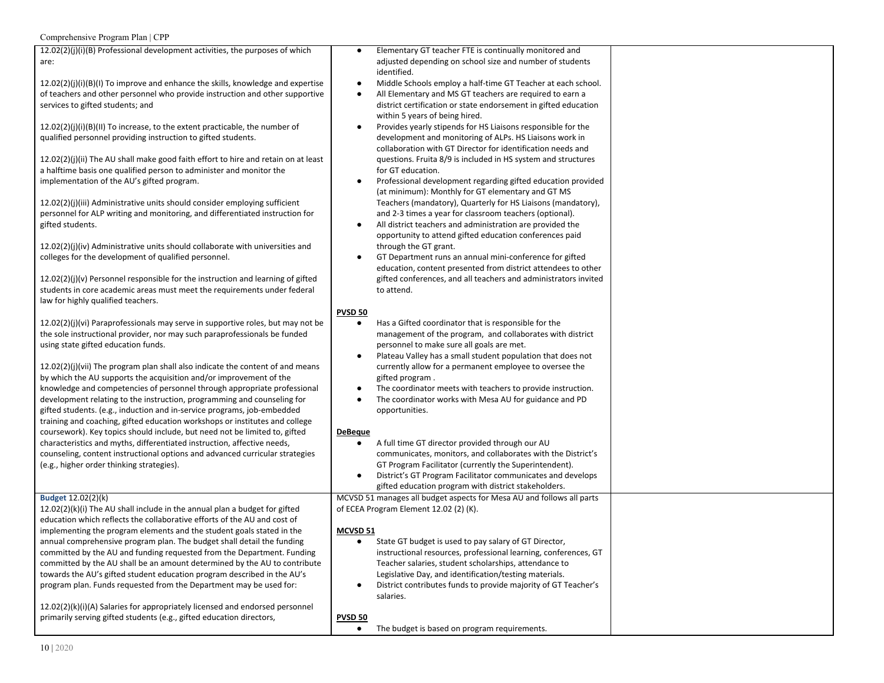| | | |
|---|---|---|
| 12.02(2)(j)(i)(B) Professional development activities, the purposes of which are:<br><br>12.02(2)(j)(i)(B)(I) To improve and enhance the skills, knowledge and expertise of teachers and other personnel who provide instruction and other supportive services to gifted students; and<br><br>12.02(2)(j)(i)(B)(II) To increase, to the extent practicable, the number of qualified personnel providing instruction to gifted students.<br><br>12.02(2)(j)(ii) The AU shall make good faith effort to hire and retain on at least a halftime basis one qualified person to administer and monitor the implementation of the AU's gifted program.<br><br>12.02(2)(j)(iii) Administrative units should consider employing sufficient personnel for ALP writing and monitoring, and differentiated instruction for gifted students.<br><br>12.02(2)(j)(iv) Administrative units should collaborate with universities and colleges for the development of qualified personnel.<br><br>12.02(2)(j)(v) Personnel responsible for the instruction and learning of gifted students in core academic areas must meet the requirements under federal law for highly qualified teachers.<br><br>12.02(2)(j)(vi) Paraprofessionals may serve in supportive roles, but may not be the sole instructional provider, nor may such paraprofessionals be funded using state gifted education funds.<br><br>12.02(2)(j)(vii) The program plan shall also indicate the content of and means by which the AU supports the acquisition and/or improvement of the knowledge and competencies of personnel through appropriate professional development relating to the instruction, programming and counseling for gifted students. (e.g., induction and in-service programs, job-embedded training and coaching, gifted education workshops or institutes and college coursework). Key topics should include, but need not be limited to, gifted characteristics and myths, differentiated instruction, affective needs, counseling, content instructional options and advanced curricular strategies (e.g., higher order thinking strategies). | • Elementary GT teacher FTE is continually monitored and adjusted depending on school size and number of students identified.<br>• Middle Schools employ a half-time GT Teacher at each school.<br>• All Elementary and MS GT teachers are required to earn a district certification or state endorsement in gifted education within 5 years of being hired.<br>• Provides yearly stipends for HS Liaisons responsible for the development and monitoring of ALPs. HS Liaisons work in collaboration with GT Director for identification needs and questions. Fruita 8/9 is included in HS system and structures for GT education.<br>• Professional development regarding gifted education provided (at minimum): Monthly for GT elementary and GT MS Teachers (mandatory), Quarterly for HS Liaisons (mandatory), and 2-3 times a year for classroom teachers (optional).<br>• All district teachers and administration are provided the opportunity to attend gifted education conferences paid through the GT grant.<br>• GT Department runs an annual mini-conference for gifted education, content presented from district attendees to other gifted conferences, and all teachers and administrators invited to attend.<br><br>**PVSD 50**<br>• Has a Gifted coordinator that is responsible for the management of the program, and collaborates with district personnel to make sure all goals are met.<br>• Plateau Valley has a small student population that does not currently allow for a permanent employee to oversee the gifted program .<br>• The coordinator meets with teachers to provide instruction.<br>• The coordinator works with Mesa AU for guidance and PD opportunities.<br><br>**DeBeque**<br>• A full time GT director provided through our AU communicates, monitors, and collaborates with the District's GT Program Facilitator (currently the Superintendent).<br>• District's GT Program Facilitator communicates and develops gifted education program with district stakeholders. | |
| **Budget** 12.02(2)(k)<br>12.02(2)(k)(i) The AU shall include in the annual plan a budget for gifted education which reflects the collaborative efforts of the AU and cost of implementing the program elements and the student goals stated in the annual comprehensive program plan. The budget shall detail the funding committed by the AU and funding requested from the Department. Funding committed by the AU shall be an amount determined by the AU to contribute towards the AU's gifted student education program described in the AU's program plan. Funds requested from the Department may be used for:<br><br>12.02(2)(k)(i)(A) Salaries for appropriately licensed and endorsed personnel primarily serving gifted students (e.g., gifted education directors, | MCVSD 51 manages all budget aspects for Mesa AU and follows all parts of ECEA Program Element 12.02 (2) (K).<br><br>**MCVSD 51**<br>• State GT budget is used to pay salary of GT Director, instructional resources, professional learning, conferences, GT Teacher salaries, student scholarships, attendance to Legislative Day, and identification/testing materials.<br>• District contributes funds to provide majority of GT Teacher's salaries.<br><br>**PVSD 50**<br>• The budget is based on program requirements. | |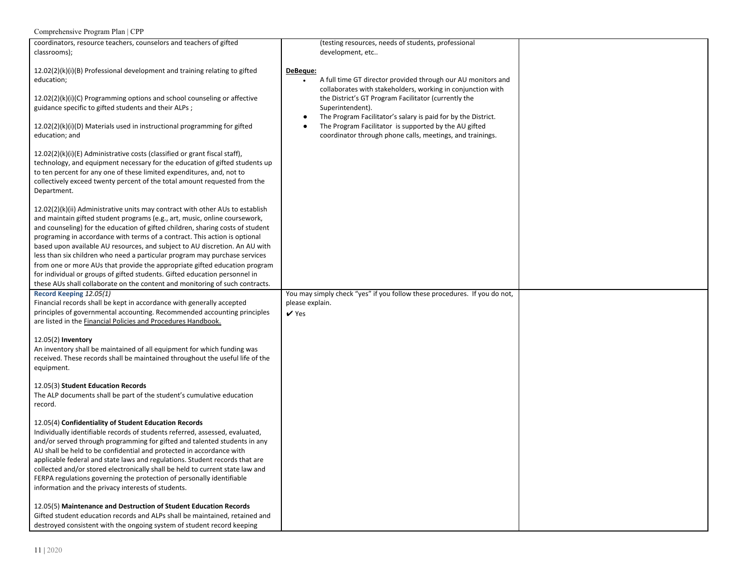| | | |
|---|---|---|
| coordinators, resource teachers, counselors and teachers of gifted classrooms);<br><br>12.02(2)(k)(i)(B) Professional development and training relating to gifted education;<br><br>12.02(2)(k)(i)(C) Programming options and school counseling or affective guidance specific to gifted students and their ALPs ;<br><br>12.02(2)(k)(i)(D) Materials used in instructional programming for gifted education; and<br><br>12.02(2)(k)(i)(E) Administrative costs (classified or grant fiscal staff), technology, and equipment necessary for the education of gifted students up to ten percent for any one of these limited expenditures, and, not to collectively exceed twenty percent of the total amount requested from the Department.<br><br>12.02(2)(k)(ii) Administrative units may contract with other AUs to establish and maintain gifted student programs (e.g., art, music, online coursework, and counseling) for the education of gifted children, sharing costs of student programing in accordance with terms of a contract. This action is optional based upon available AU resources, and subject to AU discretion. An AU with less than six children who need a particular program may purchase services from one or more AUs that provide the appropriate gifted education program for individual or groups of gifted students. Gifted education personnel in these AUs shall collaborate on the content and monitoring of such contracts. | (testing resources, needs of students, professional development, etc..<br><br>**DeBeque:**<br>• A full time GT director provided through our AU monitors and collaborates with stakeholders, working in conjunction with the District's GT Program Facilitator (currently the Superintendent).<br>• The Program Facilitator's salary is paid for by the District.<br>• The Program Facilitator is supported by the AU gifted coordinator through phone calls, meetings, and trainings. | |
| **Record Keeping** *12.05(1)*<br>Financial records shall be kept in accordance with generally accepted principles of governmental accounting. Recommended accounting principles are listed in the Financial Policies and Procedures Handbook.<br><br>12.05(2) **Inventory**<br>An inventory shall be maintained of all equipment for which funding was received. These records shall be maintained throughout the useful life of the equipment.<br><br>12.05(3) **Student Education Records**<br>The ALP documents shall be part of the student's cumulative education record.<br><br>12.05(4) **Confidentiality of Student Education Records**<br>Individually identifiable records of students referred, assessed, evaluated, and/or served through programming for gifted and talented students in any AU shall be held to be confidential and protected in accordance with applicable federal and state laws and regulations. Student records that are collected and/or stored electronically shall be held to current state law and FERPA regulations governing the protection of personally identifiable information and the privacy interests of students.<br><br>12.05(5) **Maintenance and Destruction of Student Education Records**<br>Gifted student education records and ALPs shall be maintained, retained and destroyed consistent with the ongoing system of student record keeping | You may simply check "yes" if you follow these procedures. If you do not, please explain.<br>✔ Yes | |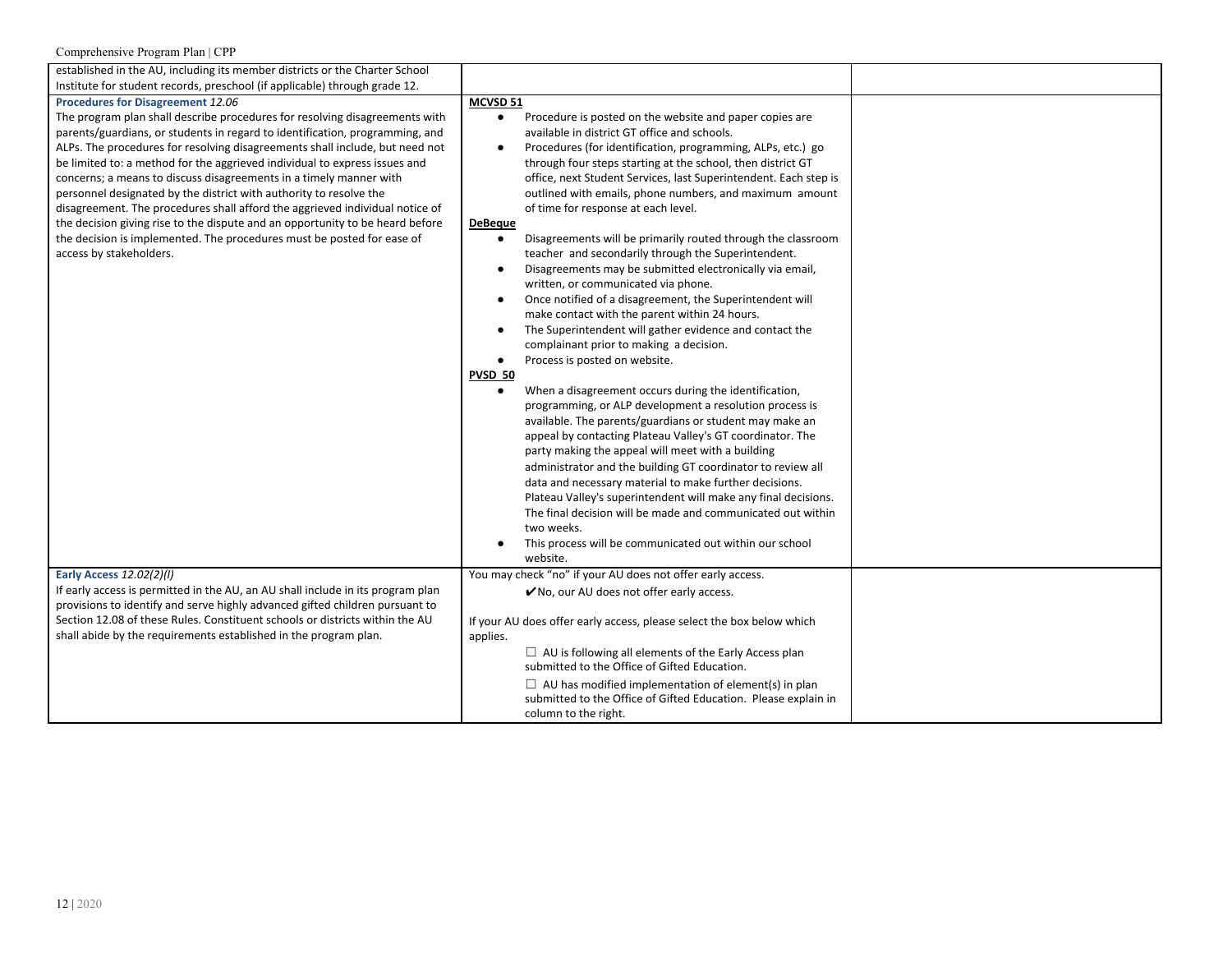| | | |
|---|---|---|
| established in the AU, including its member districts or the Charter School Institute for student records, preschool (if applicable) through grade 12. | | |
| **Procedures for Disagreement** *12.06*<br>The program plan shall describe procedures for resolving disagreements with parents/guardians, or students in regard to identification, programming, and ALPs. The procedures for resolving disagreements shall include, but need not be limited to: a method for the aggrieved individual to express issues and concerns; a means to discuss disagreements in a timely manner with personnel designated by the district with authority to resolve the disagreement. The procedures shall afford the aggrieved individual notice of the decision giving rise to the dispute and an opportunity to be heard before the decision is implemented. The procedures must be posted for ease of access by stakeholders. | **MCVSD 51**<br>• Procedure is posted on the website and paper copies are available in district GT office and schools.<br>• Procedures (for identification, programming, ALPs, etc.) go through four steps starting at the school, then district GT office, next Student Services, last Superintendent. Each step is outlined with emails, phone numbers, and maximum amount of time for response at each level.<br>**DeBeque**<br>• Disagreements will be primarily routed through the classroom teacher and secondarily through the Superintendent.<br>• Disagreements may be submitted electronically via email, written, or communicated via phone.<br>• Once notified of a disagreement, the Superintendent will make contact with the parent within 24 hours.<br>• The Superintendent will gather evidence and contact the complainant prior to making a decision.<br>• Process is posted on website.<br>**PVSD 50**<br>• When a disagreement occurs during the identification, programming, or ALP development a resolution process is available. The parents/guardians or student may make an appeal by contacting Plateau Valley's GT coordinator. The party making the appeal will meet with a building administrator and the building GT coordinator to review all data and necessary material to make further decisions. Plateau Valley's superintendent will make any final decisions. The final decision will be made and communicated out within two weeks.<br>• This process will be communicated out within our school website. | |
| **Early Access** *12.02(2)(l)*<br>If early access is permitted in the AU, an AU shall include in its program plan provisions to identify and serve highly advanced gifted children pursuant to Section 12.08 of these Rules. Constituent schools or districts within the AU shall abide by the requirements established in the program plan. | You may check "no" if your AU does not offer early access.<br>✔No, our AU does not offer early access.<br><br>If your AU does offer early access, please select the box below which applies.<br>☐ AU is following all elements of the Early Access plan submitted to the Office of Gifted Education.<br>☐ AU has modified implementation of element(s) in plan submitted to the Office of Gifted Education. Please explain in column to the right. | |